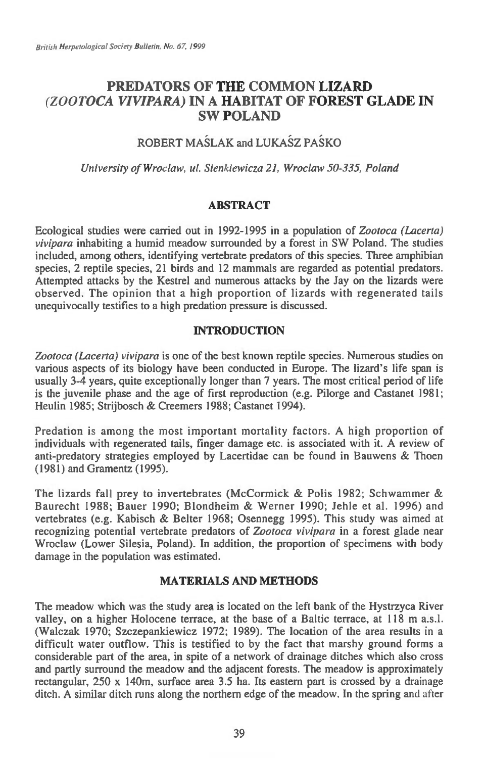# PREDATORS OF THE COMMON LIZARD (*ZOOTOCA VIVIPARA*) IN A HABITAT OF FOREST GLADE IN SW POLAND

ROBERT MAŚLAK and LUKAŚZ PAŚKO

*University of Wroclaw, ul. Sienkiewicza 21, Wroclaw 50-335, Poland*

## ABSTRACT

Ecological studies were carried out in 1992-1995 in a population of *Zootoca (Lacerta) vivipara* inhabiting a humid meadow surrounded by a forest in SW Poland. The studies included, among others, identifying vertebrate predators of this species. Three amphibian species, 2 reptile species, 21 birds and 12 mammals are regarded as potential predators. Attempted attacks by the Kestrel and numerous attacks by the Jay on the lizards were observed. The opinion that a high proportion of lizards with regenerated tails unequivocally testifies to a high predation pressure is discussed.

## INTRODUCTION

*Zootoca (Lacerta) vivipara* is one of the best known reptile species. Numerous studies on various aspects of its biology have been conducted in Europe. The lizard's life span is usually 3-4 years, quite exceptionally longer than 7 years. The most critical period of life is the juvenile phase and the age of first reproduction (e.g. Pilorge and Castanet 1981; Heulin 1985; Strijbosch & Creemers 1988; Castanet 1994).

Predation is among the most important mortality factors. A high proportion of individuals with regenerated tails, finger damage etc. is associated with it. A review of anti-predatory strategies employed by Lacertidae can be found in Bauwens & Thoen (1981) and Gramentz (1995).

The lizards fall prey to invertebrates (McCormick & Polis 1982; Schwammer & Baurecht 1988; Bauer 1990; Blondheim & Werner 1990; Jehle et al. 1996) and vertebrates (e.g. Kabisch & Belter 1968; Osennegg 1995). This study was aimed at recognizing potential vertebrate predators of *Zootoca vivipara* in a forest glade near Wroclaw (Lower Silesia, Poland). In addition, the proportion of specimens with body damage in the population was estimated.

## MATERIALS AND METHODS

The meadow which was the study area is located on the left bank of the Hystrzyca River valley, on a higher Holocene terrace, at the base of a Baltic terrace, at 118 m a.s.l. (Walczak 1970; Szczepankiewicz 1972; 1989). The location of the area results in a difficult water outflow. This is testified to by the fact that marshy ground forms a considerable part of the area, in spite of a network of drainage ditches which also cross and partly surround the meadow and the adjacent forests. The meadow is approximately rectangular, 250 x 140m, surface area 3.5 ha. Its eastern part is crossed by a drainage ditch. A similar ditch runs along the northern edge of the meadow. In the spring and after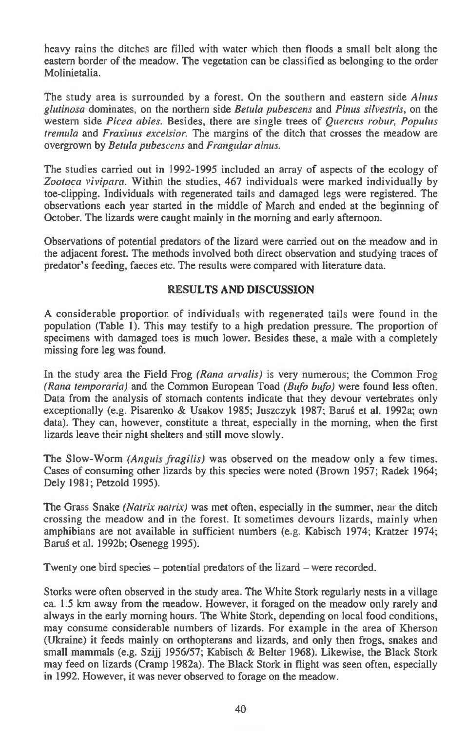heavy rains the ditches are filled with water which then floods a small belt along the eastern border of the meadow. The vegetation can be classified as belonging to the order Molinietalia.

The study area is surrounded by a forest. On the southern and eastern side *Alnus glutinosa* dominates, on the northern side *Betula pubescens* and *Pinus silvestris*, on the western side *Picea abies*. Besides, there are single trees of *Quercus robur, Populus tremula* and *Fraxinus excelsior*. The margins of the ditch that crosses the meadow are overgrown by *Betula pubescens* and *Frangular alnus*.

The studies carried out in 1992-1995 included an array of aspects of the ecology of *Zootoca vivipara*. Within the studies, 467 individuals were marked individually by toe-clipping. Individuals with regenerated tails and damaged legs were registered. The observations each year started in the middle of March and ended at the beginning of October. The lizards were caught mainly in the morning and early afternoon.

Observations of potential predators of the lizard were carried out on the meadow and in the adjacent forest. The methods involved both direct observation and studying traces of predator's feeding, faeces etc. The results were compared with literature data.

## RESULTS AND DISCUSSION

A considerable proportion of individuals with regenerated tails were found in the population (Table 1). This may testify to a high predation pressure. The proportion of specimens with damaged toes is much lower. Besides these, a male with a completely missing fore leg was found.

In the study area the Field Frog *(Rana arvalis)* is very numerous; the Common Frog *(Rana temporaria)* and the Common European Toad *(Bufo bufo)* were found less often. Data from the analysis of stomach contents indicate that they devour vertebrates only exceptionally (e.g. Pisarenko & Usakov 1985; Juszczyk 1987; Baruś et al. 1992a; own data). They can, however, constitute a threat, especially in the morning, when the first lizards leave their night shelters and still move slowly.

The Slow-Worm *(Anguis fragilis)* was observed on the meadow only a few times. Cases of consuming other lizards by this species were noted (Brown 1957; Radek 1964; Dely 1981; Petzold 1995).

The Grass Snake *(Natrix natrix)* was met often, especially in the summer, near the ditch crossing the meadow and in the forest. It sometimes devours lizards, mainly when amphibians are not available in sufficient numbers (e.g. Kabisch 1974; Kratzer 1974; Baruś et al. 1992b; Osenegg 1995).

Twenty one bird species – potential predators of the lizard – were recorded.

Storks were often observed in the study area. The White Stork regularly nests in a village ca. 1.5 km away from the meadow. However, it foraged on the meadow only rarely and always in the early morning hours. The White Stork, depending on local food conditions, may consume considerable numbers of lizards. For example in the area of Kherson (Ukraine) it feeds mainly on orthopterans and lizards, and only then frogs, snakes and small mammals (e.g. Szijj 1956/57; Kabisch & Belter 1968). Likewise, the Black Stork may feed on lizards (Cramp 1982a). The Black Stork in flight was seen often, especially in 1992. However, it was never observed to forage on the meadow.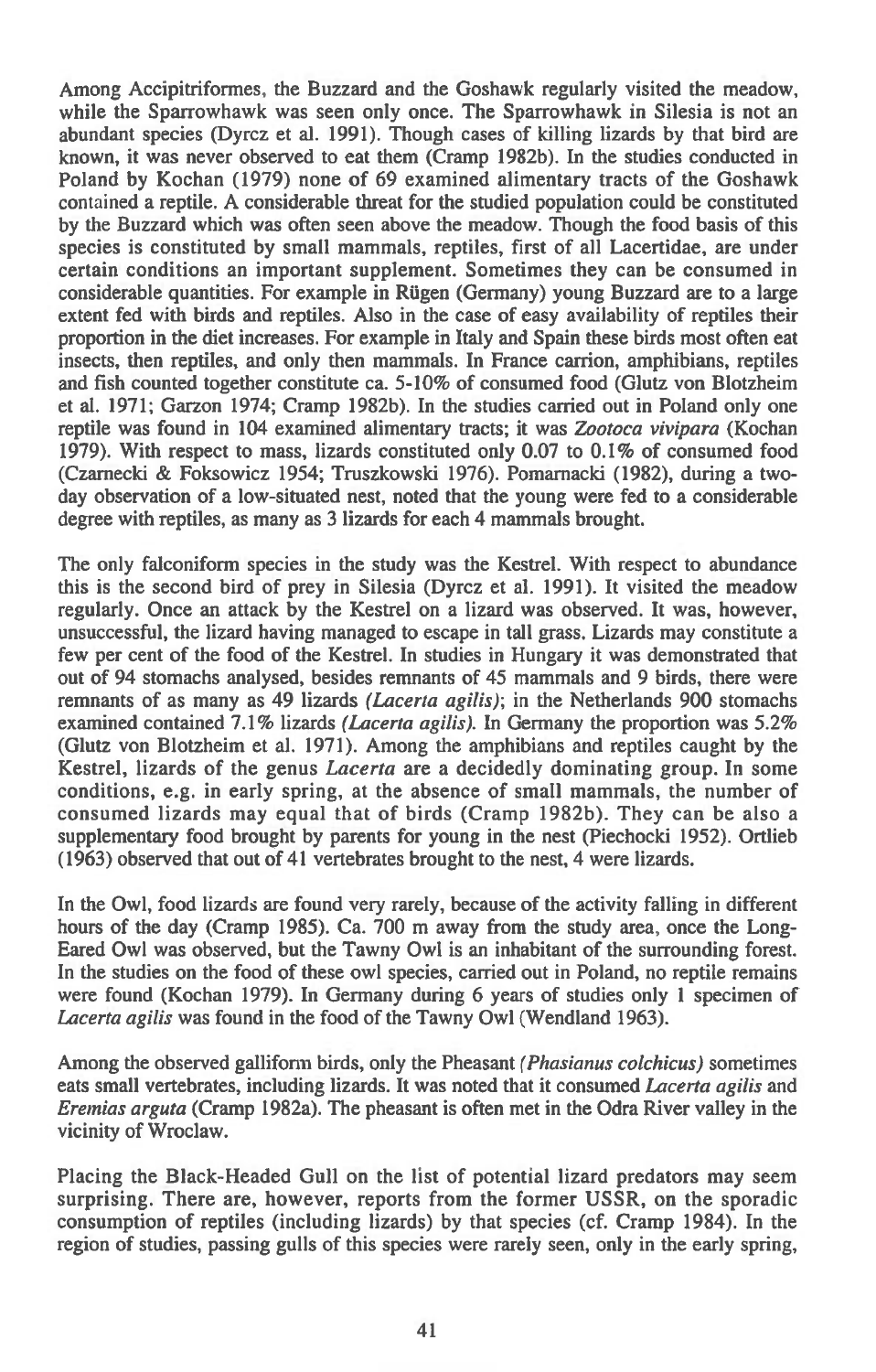Among Accipitriformes, the Buzzard and the Goshawk regularly visited the meadow, while the Sparrowhawk was seen only once. The Sparrowhawk in Silesia is not an abundant species (Dyrcz et al. 1991). Though cases of killing lizards by that bird are known, it was never observed to eat them (Cramp 1982b). In the studies conducted in Poland by Kochan (1979) none of 69 examined alimentary tracts of the Goshawk contained a reptile. A considerable threat for the studied population could be constituted by the Buzzard which was often seen above the meadow. Though the food basis of this species is constituted by small mammals, reptiles, first of all Lacertidae, are under certain conditions an important supplement. Sometimes they can be consumed in considerable quantities. For example in Rügen (Germany) young Buzzard are to a large extent fed with birds and reptiles. Also in the case of easy availability of reptiles their proportion in the diet increases. For example in Italy and Spain these birds most often eat insects, then reptiles, and only then mammals. In France carrion, amphibians, reptiles and fish counted together constitute ca. 5-10% of consumed food (Glutz von Blotzheim et al. 1971; Garzon 1974; Cramp 1982b). In the studies carried out in Poland only one reptile was found in 104 examined alimentary tracts; it was *Zootoca vivipara* (Kochan 1979). With respect to mass, lizards constituted only 0.07 to 0.1% of consumed food (Czarnecki & Foksowicz 1954; Truszkowski 1976). Pomarnacki (1982), during a two-day observation of a low-situated nest, noted that the young were fed to a considerable degree with reptiles, as many as 3 lizards for each 4 mammals brought.

The only falconiform species in the study was the Kestrel. With respect to abundance this is the second bird of prey in Silesia (Dyrcz et al. 1991). It visited the meadow regularly. Once an attack by the Kestrel on a lizard was observed. It was, however, unsuccessful, the lizard having managed to escape in tall grass. Lizards may constitute a few per cent of the food of the Kestrel. In studies in Hungary it was demonstrated that out of 94 stomachs analysed, besides remnants of 45 mammals and 9 birds, there were remnants of as many as 49 lizards *(Lacerta agilis)*; in the Netherlands 900 stomachs examined contained 7.1% lizards *(Lacerta agilis)*. In Germany the proportion was 5.2% (Glutz von Blotzheim et al. 1971). Among the amphibians and reptiles caught by the Kestrel, lizards of the genus *Lacerta* are a decidedly dominating group. In some conditions, e.g. in early spring, at the absence of small mammals, the number of consumed lizards may equal that of birds (Cramp 1982b). They can be also a supplementary food brought by parents for young in the nest (Piechocki 1952). Ortlieb (1963) observed that out of 41 vertebrates brought to the nest, 4 were lizards.

In the Owl, food lizards are found very rarely, because of the activity falling in different hours of the day (Cramp 1985). Ca. 700 m away from the study area, once the Long-Eared Owl was observed, but the Tawny Owl is an inhabitant of the surrounding forest. In the studies on the food of these owl species, carried out in Poland, no reptile remains were found (Kochan 1979). In Germany during 6 years of studies only 1 specimen of *Lacerta agilis* was found in the food of the Tawny Owl (Wendland 1963).

Among the observed galliform birds, only the Pheasant *(Phasianus colchicus)* sometimes eats small vertebrates, including lizards. It was noted that it consumed *Lacerta agilis* and *Eremias arguta* (Cramp 1982a). The pheasant is often met in the Odra River valley in the vicinity of Wroclaw.

Placing the Black-Headed Gull on the list of potential lizard predators may seem surprising. There are, however, reports from the former USSR, on the sporadic consumption of reptiles (including lizards) by that species (cf. Cramp 1984). In the region of studies, passing gulls of this species were rarely seen, only in the early spring,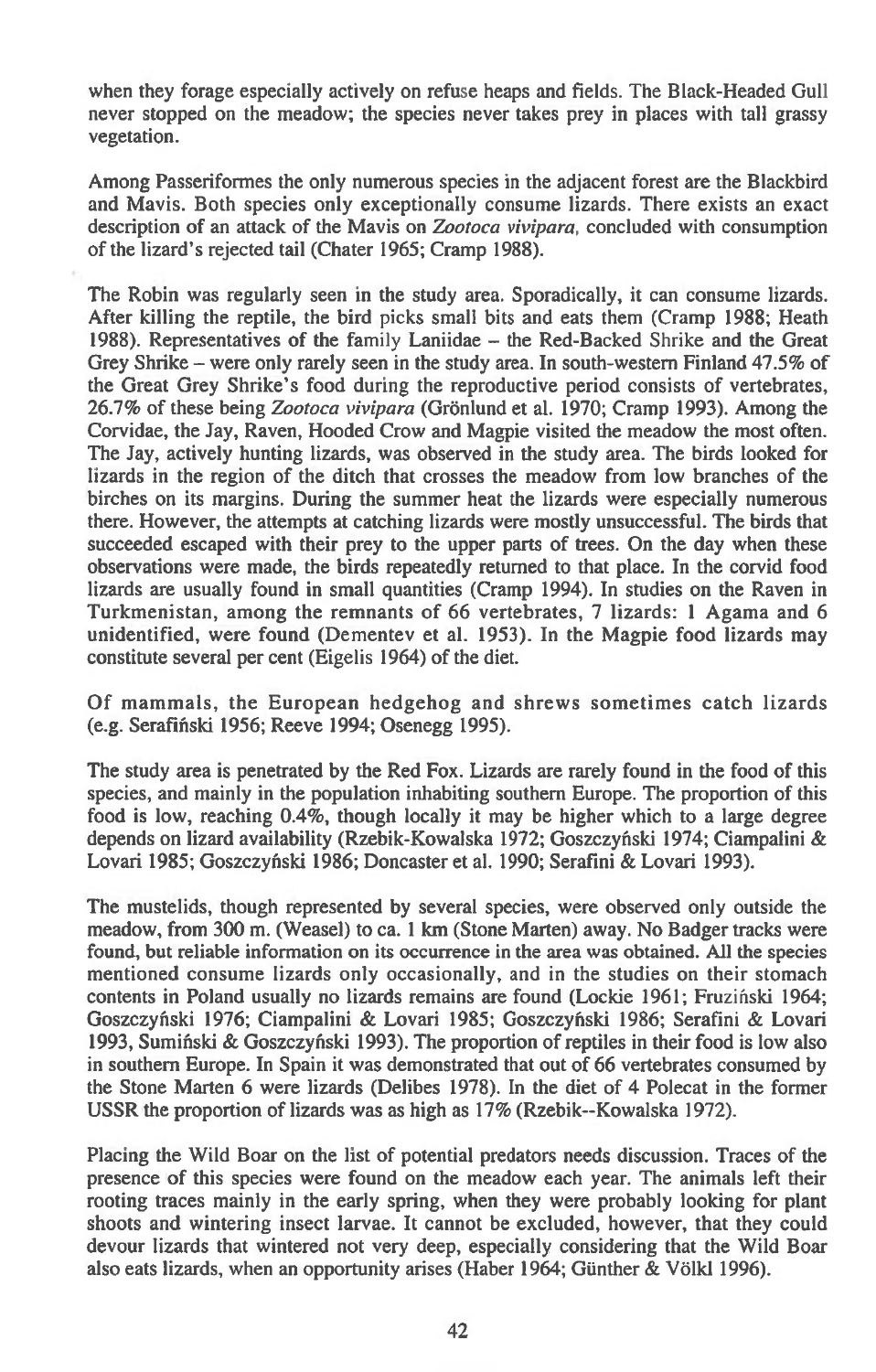when they forage especially actively on refuse heaps and fields. The Black-Headed Gull never stopped on the meadow; the species never takes prey in places with tall grassy vegetation.

Among Passeriformes the only numerous species in the adjacent forest are the Blackbird and Mavis. Both species only exceptionally consume lizards. There exists an exact description of an attack of the Mavis on *Zootoca vivipara*, concluded with consumption of the lizard's rejected tail (Chater 1965; Cramp 1988).

The Robin was regularly seen in the study area. Sporadically, it can consume lizards. After killing the reptile, the bird picks small bits and eats them (Cramp 1988; Heath 1988). Representatives of the family Laniidae – the Red-Backed Shrike and the Great Grey Shrike – were only rarely seen in the study area. In south-western Finland 47.5% of the Great Grey Shrike's food during the reproductive period consists of vertebrates, 26.7% of these being *Zootoca vivipara* (Grönlund et al. 1970; Cramp 1993). Among the Corvidae, the Jay, Raven, Hooded Crow and Magpie visited the meadow the most often. The Jay, actively hunting lizards, was observed in the study area. The birds looked for lizards in the region of the ditch that crosses the meadow from low branches of the birches on its margins. During the summer heat the lizards were especially numerous there. However, the attempts at catching lizards were mostly unsuccessful. The birds that succeeded escaped with their prey to the upper parts of trees. On the day when these observations were made, the birds repeatedly returned to that place. In the corvid food lizards are usually found in small quantities (Cramp 1994). In studies on the Raven in Turkmenistan, among the remnants of 66 vertebrates, 7 lizards: 1 Agama and 6 unidentified, were found (Dementev et al. 1953). In the Magpie food lizards may constitute several per cent (Eigelis 1964) of the diet.

Of mammals, the European hedgehog and shrews sometimes catch lizards (e.g. Serafiński 1956; Reeve 1994; Osenegg 1995).

The study area is penetrated by the Red Fox. Lizards are rarely found in the food of this species, and mainly in the population inhabiting southern Europe. The proportion of this food is low, reaching 0.4%, though locally it may be higher which to a large degree depends on lizard availability (Rzebik-Kowalska 1972; Goszczyński 1974; Ciampalini & Lovari 1985; Goszczyński 1986; Doncaster et al. 1990; Serafini & Lovari 1993).

The mustelids, though represented by several species, were observed only outside the meadow, from 300 m. (Weasel) to ca. 1 km (Stone Marten) away. No Badger tracks were found, but reliable information on its occurrence in the area was obtained. All the species mentioned consume lizards only occasionally, and in the studies on their stomach contents in Poland usually no lizards remains are found (Lockie 1961; Fruziński 1964; Goszczyński 1976; Ciampalini & Lovari 1985; Goszczyński 1986; Serafini & Lovari 1993, Sumiński & Goszczyński 1993). The proportion of reptiles in their food is low also in southern Europe. In Spain it was demonstrated that out of 66 vertebrates consumed by the Stone Marten 6 were lizards (Delibes 1978). In the diet of 4 Polecat in the former USSR the proportion of lizards was as high as 17% (Rzebik--Kowalska 1972).

Placing the Wild Boar on the list of potential predators needs discussion. Traces of the presence of this species were found on the meadow each year. The animals left their rooting traces mainly in the early spring, when they were probably looking for plant shoots and wintering insect larvae. It cannot be excluded, however, that they could devour lizards that wintered not very deep, especially considering that the Wild Boar also eats lizards, when an opportunity arises (Haber 1964; Günther & Völkl 1996).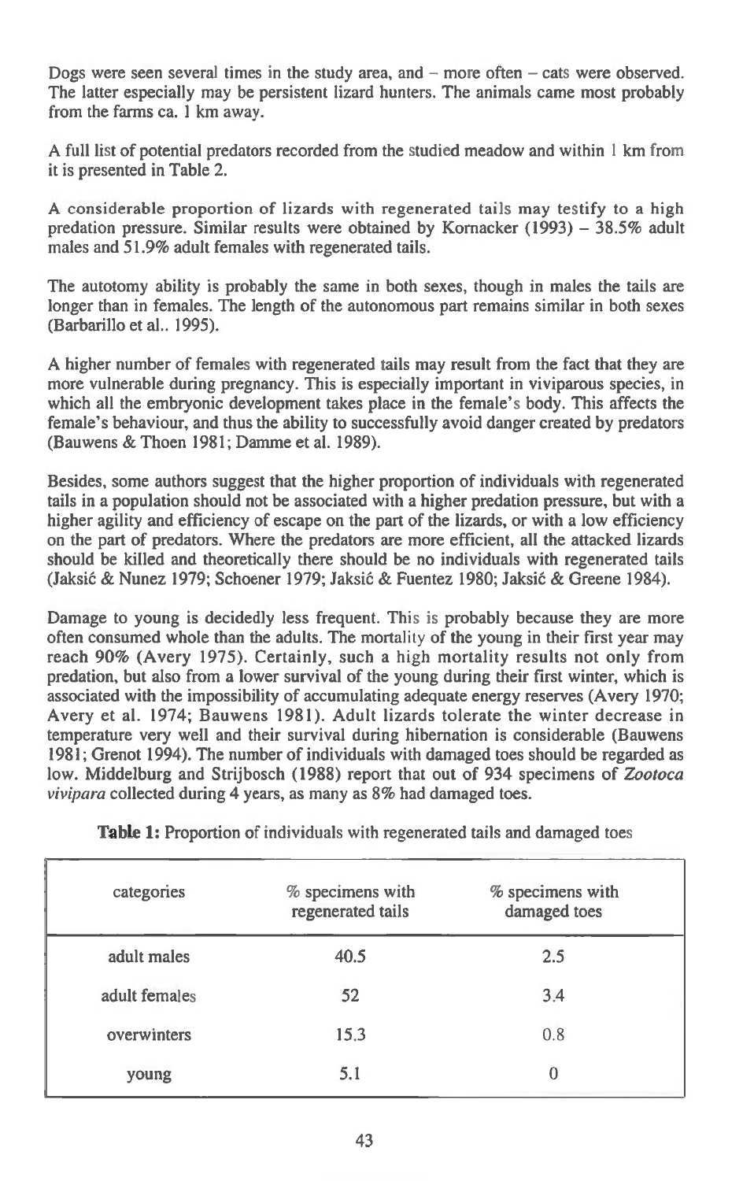Dogs were seen several times in the study area, and – more often – cats were observed. The latter especially may be persistent lizard hunters. The animals came most probably from the farms ca. 1 km away.

A full list of potential predators recorded from the studied meadow and within 1 km from it is presented in Table 2.

A considerable proportion of lizards with regenerated tails may testify to a high predation pressure. Similar results were obtained by Kornacker (1993) – 38.5% adult males and 51.9% adult females with regenerated tails.

The autotomy ability is probably the same in both sexes, though in males the tails are longer than in females. The length of the autonomous part remains similar in both sexes (Barbarillo et al.. 1995).

A higher number of females with regenerated tails may result from the fact that they are more vulnerable during pregnancy. This is especially important in viviparous species, in which all the embryonic development takes place in the female's body. This affects the female's behaviour, and thus the ability to successfully avoid danger created by predators (Bauwens & Thoen 1981; Damme et al. 1989).

Besides, some authors suggest that the higher proportion of individuals with regenerated tails in a population should not be associated with a higher predation pressure, but with a higher agility and efficiency of escape on the part of the lizards, or with a low efficiency on the part of predators. Where the predators are more efficient, all the attacked lizards should be killed and theoretically there should be no individuals with regenerated tails (Jaksić & Nunez 1979; Schoener 1979; Jaksić & Fuentez 1980; Jaksić & Greene 1984).

Damage to young is decidedly less frequent. This is probably because they are more often consumed whole than the adults. The mortality of the young in their first year may reach 90% (Avery 1975). Certainly, such a high mortality results not only from predation, but also from a lower survival of the young during their first winter, which is associated with the impossibility of accumulating adequate energy reserves (Avery 1970; Avery et al. 1974; Bauwens 1981). Adult lizards tolerate the winter decrease in temperature very well and their survival during hibernation is considerable (Bauwens 1981; Grenot 1994). The number of individuals with damaged toes should be regarded as low. Middelburg and Strijbosch (1988) report that out of 934 specimens of *Zootoca vivipara* collected during 4 years, as many as 8% had damaged toes.

**Table 1:** Proportion of individuals with regenerated tails and damaged toes

| categories | % specimens with regenerated tails | % specimens with damaged toes |
|---|---|---|
| adult males | 40.5 | 2.5 |
| adult females | 52 | 3.4 |
| overwinters | 15.3 | 0.8 |
| young | 5.1 | 0 |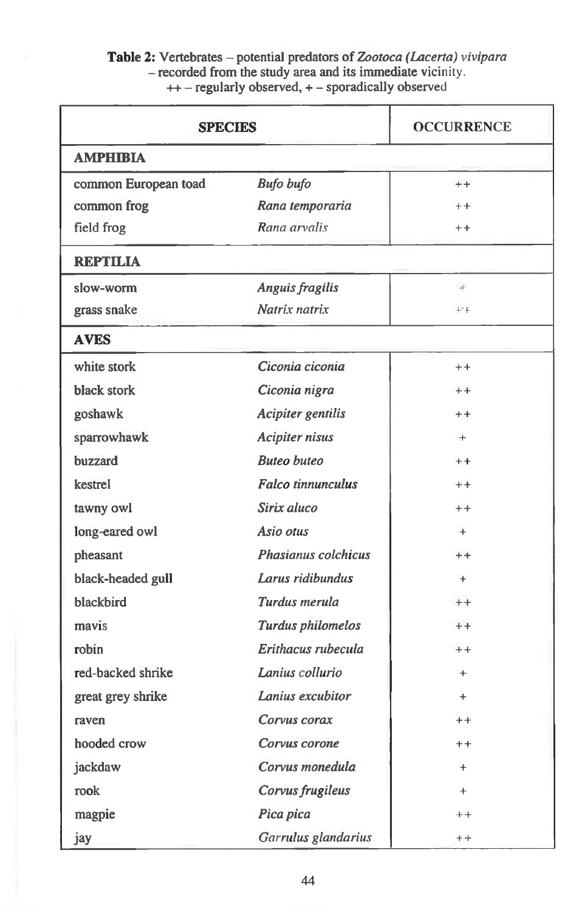**Table 2:** Vertebrates – potential predators of *Zootoca (Lacerta) vivipara* – recorded from the study area and its immediate vicinity.
++ – regularly observed, + – sporadically observed

| SPECIES | | OCCURRENCE |
|---|---|---|
| **AMPHIBIA** | | |
| common European toad | *Bufo bufo* | ++ |
| common frog | *Rana temporaria* | ++ |
| field frog | *Rana arvalis* | ++ |
| **REPTILIA** | | |
| slow-worm | *Anguis fragilis* | + |
| grass snake | *Natrix natrix* | ++ |
| **AVES** | | |
| white stork | *Ciconia ciconia* | ++ |
| black stork | *Ciconia nigra* | ++ |
| goshawk | *Acipiter gentilis* | ++ |
| sparrowhawk | *Acipiter nisus* | + |
| buzzard | *Buteo buteo* | ++ |
| kestrel | *Falco tinnunculus* | ++ |
| tawny owl | *Sirix aluco* | ++ |
| long-eared owl | *Asio otus* | + |
| pheasant | *Phasianus colchicus* | ++ |
| black-headed gull | *Larus ridibundus* | + |
| blackbird | *Turdus merula* | ++ |
| mavis | *Turdus philomelos* | ++ |
| robin | *Erithacus rubecula* | ++ |
| red-backed shrike | *Lanius collurio* | + |
| great grey shrike | *Lanius excubitor* | + |
| raven | *Corvus corax* | ++ |
| hooded crow | *Corvus corone* | ++ |
| jackdaw | *Corvus monedula* | + |
| rook | *Corvus frugileus* | + |
| magpie | *Pica pica* | ++ |
| jay | *Garrulus glandarius* | ++ |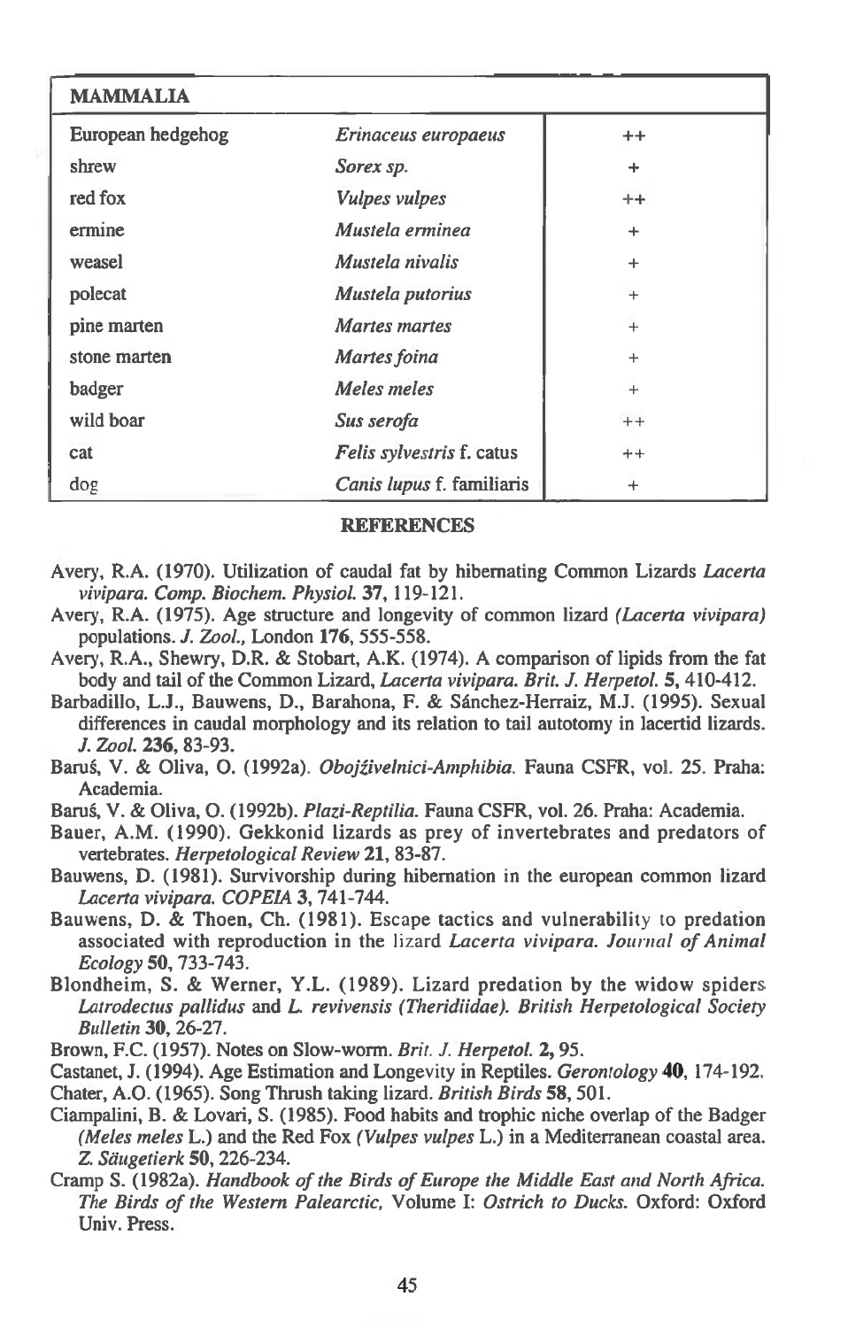| MAMMALIA | | |
|---|---|---|
| European hedgehog | *Erinaceus europaeus* | ++ |
| shrew | *Sorex sp.* | + |
| red fox | *Vulpes vulpes* | ++ |
| ermine | *Mustela erminea* | + |
| weasel | *Mustela nivalis* | + |
| polecat | *Mustela putorius* | + |
| pine marten | *Martes martes* | + |
| stone marten | *Martes foina* | + |
| badger | *Meles meles* | + |
| wild boar | *Sus serofa* | ++ |
| cat | *Felis sylvestris* f. catus | ++ |
| dog | *Canis lupus* f. familiaris | + |

## REFERENCES

Avery, R.A. (1970). Utilization of caudal fat by hibernating Common Lizards *Lacerta vivipara*. *Comp. Biochem. Physiol.* **37**, 119-121.

Avery, R.A. (1975). Age structure and longevity of common lizard *(Lacerta vivipara)* populations. *J. Zool.,* London **176**, 555-558.

Avery, R.A., Shewry, D.R. & Stobart, A.K. (1974). A comparison of lipids from the fat body and tail of the Common Lizard, *Lacerta vivipara*. *Brit. J. Herpetol.* **5**, 410-412.

Barbadillo, L.J., Bauwens, D., Barahona, F. & Sánchez-Herraiz, M.J. (1995). Sexual differences in caudal morphology and its relation to tail autotomy in lacertid lizards. *J. Zool.* **236**, 83-93.

Baruš, V. & Oliva, O. (1992a). *Obojživelnici-Amphibia.* Fauna CSFR, vol. 25. Praha: Academia.

Baruš, V. & Oliva, O. (1992b). *Plazi-Reptilia.* Fauna CSFR, vol. 26. Praha: Academia.

Bauer, A.M. (1990). Gekkonid lizards as prey of invertebrates and predators of vertebrates. *Herpetological Review* **21**, 83-87.

Bauwens, D. (1981). Survivorship during hibernation in the european common lizard *Lacerta vivipara*. *COPEIA* **3**, 741-744.

Bauwens, D. & Thoen, Ch. (1981). Escape tactics and vulnerability to predation associated with reproduction in the lizard *Lacerta vivipara*. *Journal of Animal Ecology* **50**, 733-743.

Blondheim, S. & Werner, Y.L. (1989). Lizard predation by the widow spiders *Latrodectus pallidus* and *L. revivensis (Theridiidae)*. *British Herpetological Society Bulletin* **30**, 26-27.

Brown, F.C. (1957). Notes on Slow-worm. *Brit. J. Herpetol.* **2,** 95.

Castanet, J. (1994). Age Estimation and Longevity in Reptiles. *Gerontology* **40**, 174-192.

Chater, A.O. (1965). Song Thrush taking lizard. *British Birds* **58**, 501.

Ciampalini, B. & Lovari, S. (1985). Food habits and trophic niche overlap of the Badger *(Meles meles* L.) and the Red Fox *(Vulpes vulpes* L.) in a Mediterranean coastal area. *Z. Säugetierk* **50**, 226-234.

Cramp S. (1982a). *Handbook of the Birds of Europe the Middle East and North Africa. The Birds of the Western Palearctic,* Volume I: *Ostrich to Ducks.* Oxford: Oxford Univ. Press.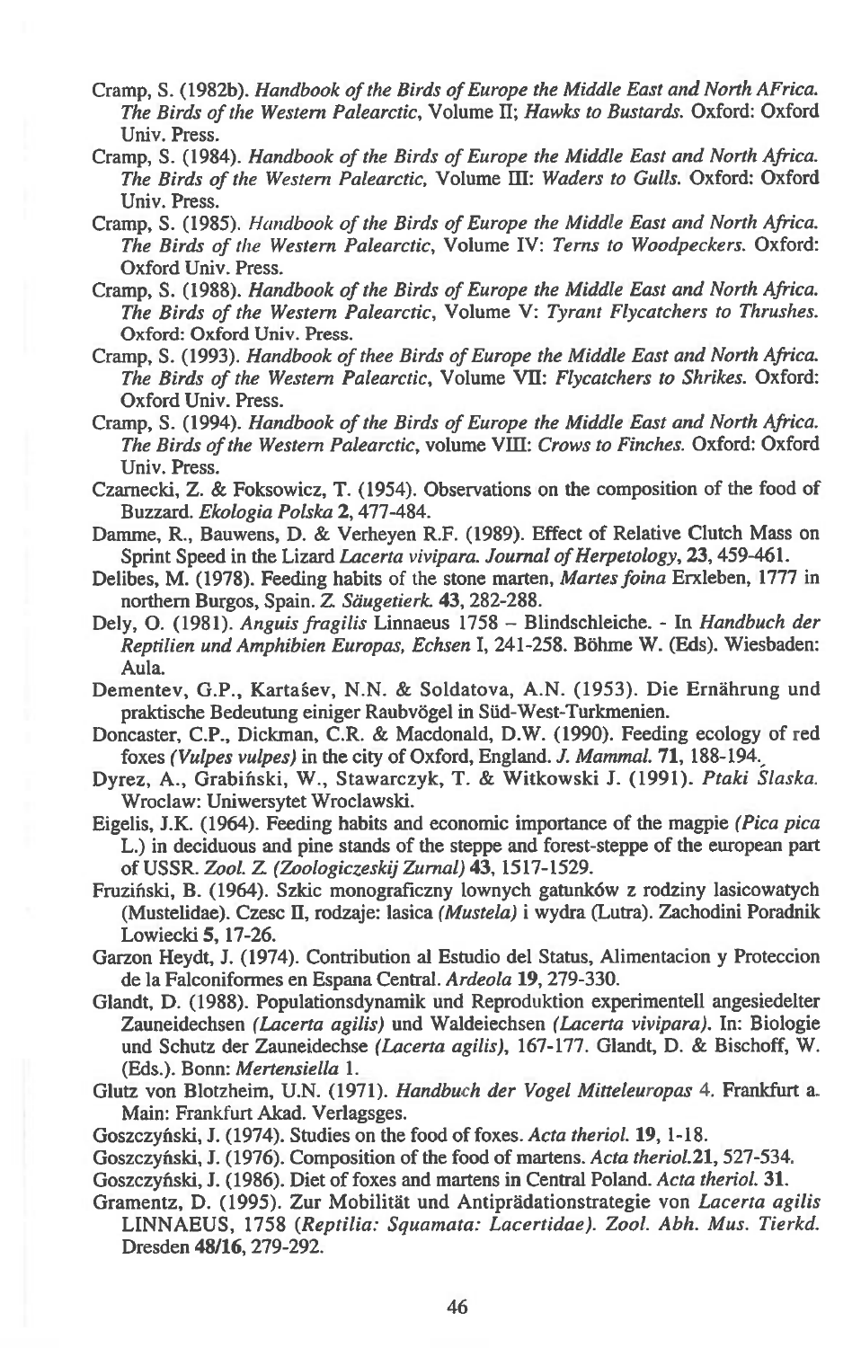Cramp, S. (1982b). *Handbook of the Birds of Europe the Middle East and North AFrica. The Birds of the Western Palearctic*, Volume II; *Hawks to Bustards*. Oxford: Oxford Univ. Press.

Cramp, S. (1984). *Handbook of the Birds of Europe the Middle East and North Africa. The Birds of the Western Palearctic*, Volume III: *Waders to Gulls*. Oxford: Oxford Univ. Press.

Cramp, S. (1985). *Handbook of the Birds of Europe the Middle East and North Africa. The Birds of the Western Palearctic*, Volume IV: *Terns to Woodpeckers*. Oxford: Oxford Univ. Press.

Cramp, S. (1988). *Handbook of the Birds of Europe the Middle East and North Africa. The Birds of the Western Palearctic*, Volume V: *Tyrant Flycatchers to Thrushes*. Oxford: Oxford Univ. Press.

Cramp, S. (1993). *Handbook of thee Birds of Europe the Middle East and North Africa. The Birds of the Western Palearctic*, Volume VII: *Flycatchers to Shrikes*. Oxford: Oxford Univ. Press.

Cramp, S. (1994). *Handbook of the Birds of Europe the Middle East and North Africa. The Birds of the Western Palearctic*, volume VIII: *Crows to Finches*. Oxford: Oxford Univ. Press.

Czarnecki, Z. & Foksowicz, T. (1954). Observations on the composition of the food of Buzzard. *Ekologia Polska* **2**, 477-484.

Damme, R., Bauwens, D. & Verheyen R.F. (1989). Effect of Relative Clutch Mass on Sprint Speed in the Lizard *Lacerta vivipara*. *Journal of Herpetology*, **23**, 459-461.

Delibes, M. (1978). Feeding habits of the stone marten, *Martes foina* Erxleben, 1777 in northern Burgos, Spain. *Z. Säugetierk.* **43**, 282-288.

Dely, O. (1981). *Anguis fragilis* Linnaeus 1758 – Blindschleiche. - In *Handbuch der Reptilien und Amphibien Europas, Echsen* I, 241-258. Böhme W. (Eds). Wiesbaden: Aula.

Dementev, G.P., Kartašev, N.N. & Soldatova, A.N. (1953). Die Ernährung und praktische Bedeutung einiger Raubvögel in Süd-West-Turkmenien.

Doncaster, C.P., Dickman, C.R. & Macdonald, D.W. (1990). Feeding ecology of red foxes *(Vulpes vulpes)* in the city of Oxford, England. *J. Mammal.* **71**, 188-194.

Dyrez, A., Grabiński, W., Stawarczyk, T. & Witkowski J. (1991). *Ptaki Ślaska*. Wroclaw: Uniwersytet Wroclawski.

Eigelis, J.K. (1964). Feeding habits and economic importance of the magpie *(Pica pica* L.) in deciduous and pine stands of the steppe and forest-steppe of the european part of USSR. *Zool. Z. (Zoologiczeskij Zurnal)* **43**, 1517-1529.

Fruziński, B. (1964). Szkic monograficzny lownych gatunków z rodziny lasicowatych (Mustelidae). Czesc II, rodzaje: lasica *(Mustela)* i wydra (Lutra). Zachodini Poradnik Lowiecki **5**, 17-26.

Garzon Heydt, J. (1974). Contribution al Estudio del Status, Alimentacion y Proteccion de la Falconiformes en Espana Central. *Ardeola* **19**, 279-330.

Glandt, D. (1988). Populationsdynamik und Reproduktion experimentell angesiedelter Zauneidechsen *(Lacerta agilis)* und Waldeiechsen *(Lacerta vivipara)*. In: Biologie und Schutz der Zauneidechse *(Lacerta agilis)*, 167-177. Glandt, D. & Bischoff, W. (Eds.). Bonn: *Mertensiella* 1.

Glutz von Blotzheim, U.N. (1971). *Handbuch der Vogel Mitteleuropas* 4. Frankfurt a. Main: Frankfurt Akad. Verlagsges.

Goszczyński, J. (1974). Studies on the food of foxes. *Acta theriol.* **19**, 1-18.

Goszczyński, J. (1976). Composition of the food of martens. *Acta theriol.* **21**, 527-534.

Goszczyński, J. (1986). Diet of foxes and martens in Central Poland. *Acta theriol.* **31**.

Gramentz, D. (1995). Zur Mobilität und Antiprädationstrategie von *Lacerta agilis* LINNAEUS, 1758 (*Reptilia: Squamata: Lacertidae*). *Zool. Abh. Mus. Tierkd.* Dresden **48/16**, 279-292.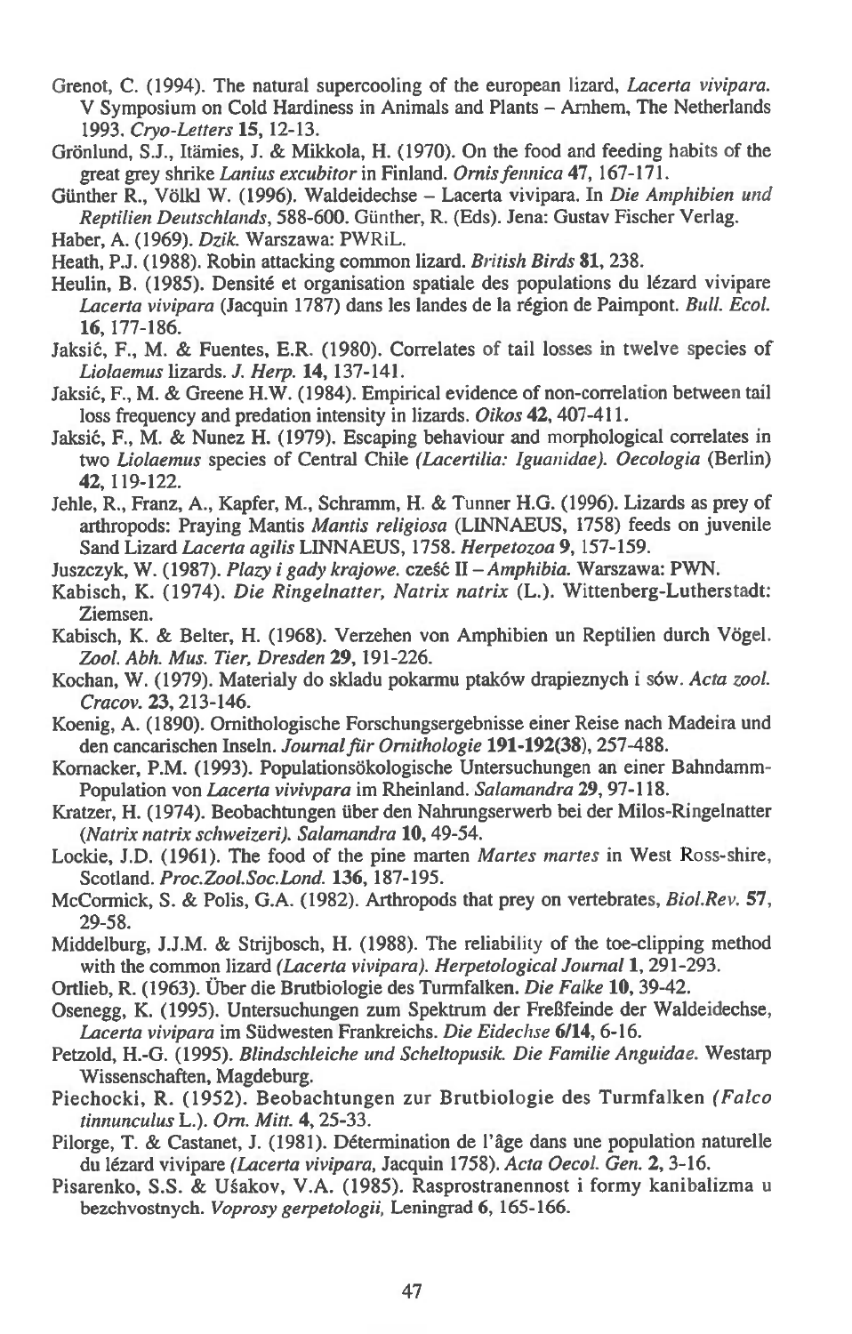Grenot, C. (1994). The natural supercooling of the european lizard, *Lacerta vivipara.* V Symposium on Cold Hardiness in Animals and Plants – Arnhem, The Netherlands 1993. *Cryo-Letters* **15**, 12-13.

Grönlund, S.J., Itämies, J. & Mikkola, H. (1970). On the food and feeding habits of the great grey shrike *Lanius excubitor* in Finland. *Ornis fennica* **47**, 167-171.

Günther R., Völkl W. (1996). Waldeidechse – Lacerta vivipara. In *Die Amphibien und Reptilien Deutschlands*, 588-600. Günther, R. (Eds). Jena: Gustav Fischer Verlag.

Haber, A. (1969). *Dzik.* Warszawa: PWRiL.

Heath, P.J. (1988). Robin attacking common lizard. *British Birds* **81**, 238.

Heulin, B. (1985). Densité et organisation spatiale des populations du lézard vivipare *Lacerta vivipara* (Jacquin 1787) dans les landes de la région de Paimpont. *Bull. Ecol.* **16**, 177-186.

Jaksić, F., M. & Fuentes, E.R. (1980). Correlates of tail losses in twelve species of *Liolaemus* lizards. *J. Herp.* **14**, 137-141.

Jaksić, F., M. & Greene H.W. (1984). Empirical evidence of non-correlation between tail loss frequency and predation intensity in lizards. *Oikos* **42**, 407-411.

Jaksić, F., M. & Nunez H. (1979). Escaping behaviour and morphological correlates in two *Liolaemus* species of Central Chile *(Lacertilia: Iguanidae). Oecologia* (Berlin) **42**, 119-122.

Jehle, R., Franz, A., Kapfer, M., Schramm, H. & Tunner H.G. (1996). Lizards as prey of arthropods: Praying Mantis *Mantis religiosa* (LINNAEUS, 1758) feeds on juvenile Sand Lizard *Lacerta agilis* LINNAEUS, 1758. *Herpetozoa* **9**, 157-159.

Juszczyk, W. (1987). *Plazy i gady krajowe.* cześć II – *Amphibia.* Warszawa: PWN.

Kabisch, K. (1974). *Die Ringelnatter, Natrix natrix* (L.). Wittenberg-Lutherstadt: Ziemsen.

Kabisch, K. & Belter, H. (1968). Verzehen von Amphibien un Reptilien durch Vögel. *Zool. Abh. Mus. Tier, Dresden* **29**, 191-226.

Kochan, W. (1979). Materialy do skladu pokarmu ptaków drapieznych i sów. *Acta zool. Cracov.* **23**, 213-146.

Koenig, A. (1890). Ornithologische Forschungsergebnisse einer Reise nach Madeira und den cancarischen Inseln. *Journal für Ornithologie* **191-192(38)**, 257-488.

Kornacker, P.M. (1993). Populationsökologische Untersuchungen an einer Bahndamm-Population von *Lacerta vivivpara* im Rheinland. *Salamandra* **29**, 97-118.

Kratzer, H. (1974). Beobachtungen über den Nahrungserwerb bei der Milos-Ringelnatter *(Natrix natrix schweizeri). Salamandra* **10**, 49-54.

Lockie, J.D. (1961). The food of the pine marten *Martes martes* in West Ross-shire, Scotland. *Proc.Zool.Soc.Lond.* **136**, 187-195.

McCormick, S. & Polis, G.A. (1982). Arthropods that prey on vertebrates, *Biol.Rev.* **57**, 29-58.

Middelburg, J.J.M. & Strijbosch, H. (1988). The reliability of the toe-clipping method with the common lizard *(Lacerta vivipara). Herpetological Journal* **1**, 291-293.

Ortlieb, R. (1963). Über die Brutbiologie des Turmfalken. *Die Falke* **10**, 39-42.

Osenegg, K. (1995). Untersuchungen zum Spektrum der Freßfeinde der Waldeidechse, *Lacerta vivipara* im Südwesten Frankreichs. *Die Eidechse* **6/14**, 6-16.

Petzold, H.-G. (1995). *Blindschleiche und Scheltopusik. Die Familie Anguidae.* Westarp Wissenschaften, Magdeburg.

Piechocki, R. (1952). Beobachtungen zur Brutbiologie des Turmfalken *(Falco tinnunculus* L.). *Orn. Mitt.* **4**, 25-33.

Pilorge, T. & Castanet, J. (1981). Détermination de l'âge dans une population naturelle du lézard vivipare *(Lacerta vivipara,* Jacquin 1758). *Acta Oecol. Gen.* **2**, 3-16.

Pisarenko, S.S. & Ušakov, V.A. (1985). Rasprostranennost i formy kanibalizma u bezchvostnych. *Voprosy gerpetologii,* Leningrad **6**, 165-166.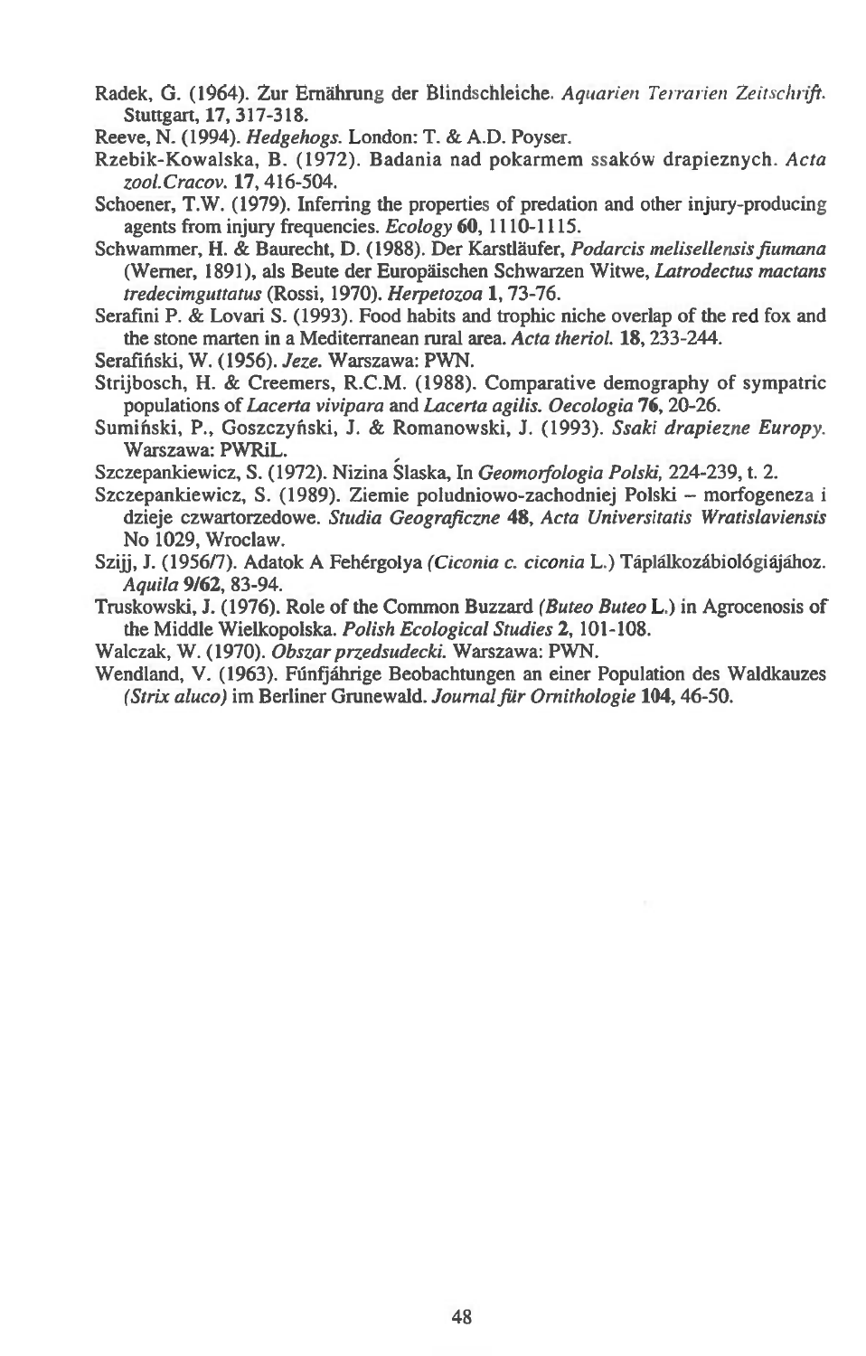Radek, G. (1964). Zur Ernährung der Blindschleiche. *Aquarien Terrarien Zeitschrift.* Stuttgart, **17**, 317-318.

Reeve, N. (1994). *Hedgehogs.* London: T. & A.D. Poyser.

Rzebik-Kowalska, B. (1972). Badania nad pokarmem ssaków drapieznych. *Acta zool.Cracov.* **17**, 416-504.

Schoener, T.W. (1979). Inferring the properties of predation and other injury-producing agents from injury frequencies. *Ecology* **60**, 1110-1115.

Schwammer, H. & Baurecht, D. (1988). Der Karstläufer, *Podarcis melisellensis fiumana* (Werner, 1891), als Beute der Europäischen Schwarzen Witwe, *Latrodectus mactans tredecimguttatus* (Rossi, 1970). *Herpetozoa* **1**, 73-76.

Serafini P. & Lovari S. (1993). Food habits and trophic niche overlap of the red fox and the stone marten in a Mediterranean rural area. *Acta theriol.* **18**, 233-244.

Serafiński, W. (1956). *Jeze.* Warszawa: PWN.

Strijbosch, H. & Creemers, R.C.M. (1988). Comparative demography of sympatric populations of *Lacerta vivipara* and *Lacerta agilis*. *Oecologia* **76**, 20-26.

Sumiński, P., Goszczyński, J. & Romanowski, J. (1993). *Ssaki drapiezne Europy.* Warszawa: PWRiL.

Szczepankiewicz, S. (1972). Nizina Śląska, In *Geomorfologia Polski,* 224-239, t. 2.

Szczepankiewicz, S. (1989). Ziemie poludniowo-zachodniej Polski – morfogeneza i dzieje czwartorzedowe. *Studia Geograficzne* **48**, *Acta Universitatis Wratislaviensis* No 1029, Wroclaw.

Szijj, J. (1956/7). Adatok A Fehérgolya *(Ciconia c. ciconia* L.) Táplálkozábiológiájához. *Aquila* **9/62**, 83-94.

Truskowski, J. (1976). Role of the Common Buzzard *(Buteo Buteo* **L.**) in Agrocenosis of the Middle Wielkopolska. *Polish Ecological Studies* **2**, 101-108.

Walczak, W. (1970). *Obszar przedsudecki.* Warszawa: PWN.

Wendland, V. (1963). Fünfjährige Beobachtungen an einer Population des Waldkauzes *(Strix aluco)* im Berliner Grunewald. *Journal für Ornithologie* **104**, 46-50.